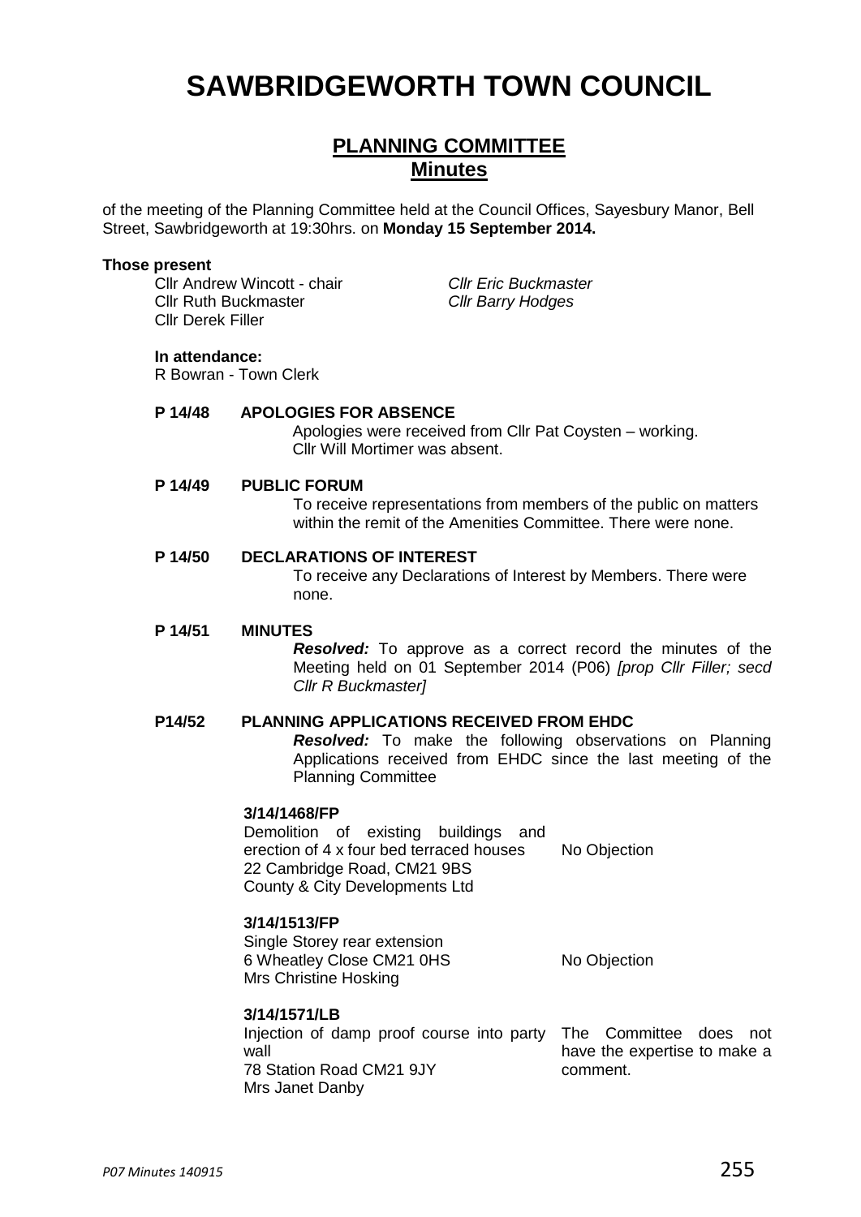# SAWBRIDGEWORTH TOWN COUNCIL

## PLANNING COMMITTEE
## Minutes

of the meeting of the Planning Committee held at the Council Offices, Sayesbury Manor, Bell Street, Sawbridgeworth at 19:30hrs. on **Monday 15 September 2014.**

**Those present**

Cllr Andrew Wincott - chair
Cllr Ruth Buckmaster
Cllr Derek Filler
*Cllr Eric Buckmaster*
*Cllr Barry Hodges*

**In attendance:**
R Bowran - Town Clerk

**P 14/48 APOLOGIES FOR ABSENCE**

Apologies were received from Cllr Pat Coysten – working. Cllr Will Mortimer was absent.

**P 14/49 PUBLIC FORUM**

To receive representations from members of the public on matters within the remit of the Amenities Committee. There were none.

**P 14/50 DECLARATIONS OF INTEREST**

To receive any Declarations of Interest by Members. There were none.

**P 14/51 MINUTES**

***Resolved:*** To approve as a correct record the minutes of the Meeting held on 01 September 2014 (P06) *[prop Cllr Filler; secd Cllr R Buckmaster]*

**P14/52 PLANNING APPLICATIONS RECEIVED FROM EHDC**

***Resolved:*** To make the following observations on Planning Applications received from EHDC since the last meeting of the Planning Committee

**3/14/1468/FP**
Demolition of existing buildings and erection of 4 x four bed terraced houses
22 Cambridge Road, CM21 9BS
County & City Developments Ltd

No Objection

**3/14/1513/FP**
Single Storey rear extension
6 Wheatley Close CM21 0HS
Mrs Christine Hosking

No Objection

**3/14/1571/LB**
Injection of damp proof course into party wall
78 Station Road CM21 9JY
Mrs Janet Danby

The Committee does not have the expertise to make a comment.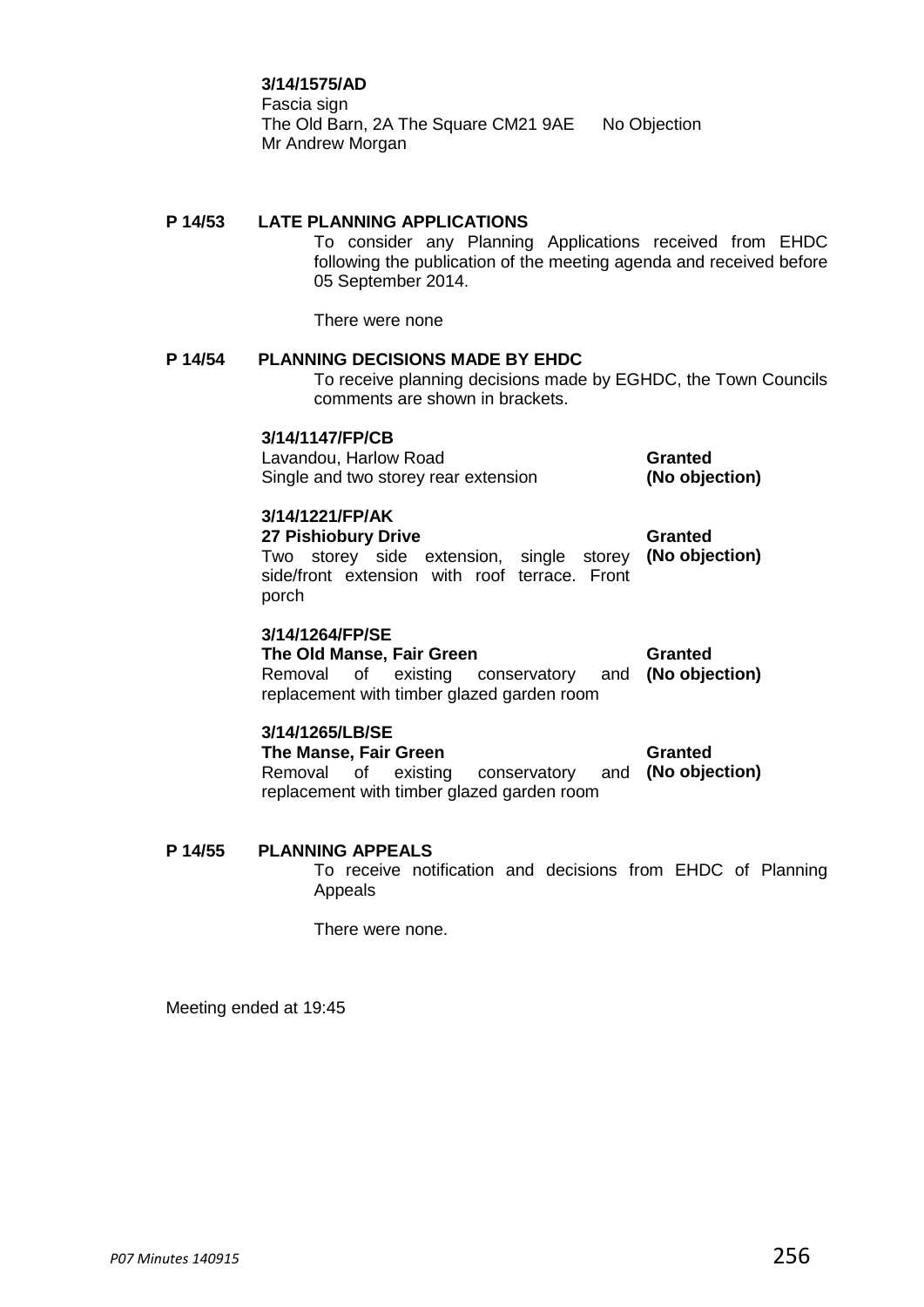**3/14/1575/AD**
Fascia sign
The Old Barn, 2A The Square CM21 9AE No Objection
Mr Andrew Morgan

**P 14/53 LATE PLANNING APPLICATIONS**

To consider any Planning Applications received from EHDC following the publication of the meeting agenda and received before 05 September 2014.

There were none

**P 14/54 PLANNING DECISIONS MADE BY EHDC**

To receive planning decisions made by EGHDC, the Town Councils comments are shown in brackets.

**3/14/1147/FP/CB**
Lavandou, Harlow Road — **Granted**
Single and two storey rear extension — **(No objection)**

**3/14/1221/FP/AK**
**27 Pishiobury Drive** — **Granted**
Two storey side extension, single storey side/front extension with roof terrace. Front porch — **(No objection)**

**3/14/1264/FP/SE**
**The Old Manse, Fair Green** — **Granted**
Removal of existing conservatory and replacement with timber glazed garden room — **(No objection)**

**3/14/1265/LB/SE**
**The Manse, Fair Green** — **Granted**
Removal of existing conservatory and replacement with timber glazed garden room — **(No objection)**

**P 14/55 PLANNING APPEALS**

To receive notification and decisions from EHDC of Planning Appeals

There were none.

Meeting ended at 19:45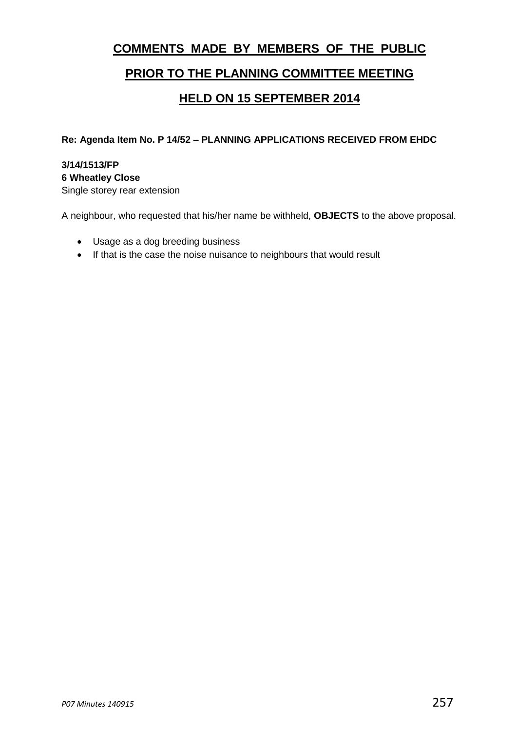# COMMENTS MADE BY MEMBERS OF THE PUBLIC

# PRIOR TO THE PLANNING COMMITTEE MEETING

# HELD ON 15 SEPTEMBER 2014

**Re: Agenda Item No. P 14/52 – PLANNING APPLICATIONS RECEIVED FROM EHDC**

**3/14/1513/FP**
**6 Wheatley Close**
Single storey rear extension

A neighbour, who requested that his/her name be withheld, **OBJECTS** to the above proposal.

- Usage as a dog breeding business
- If that is the case the noise nuisance to neighbours that would result